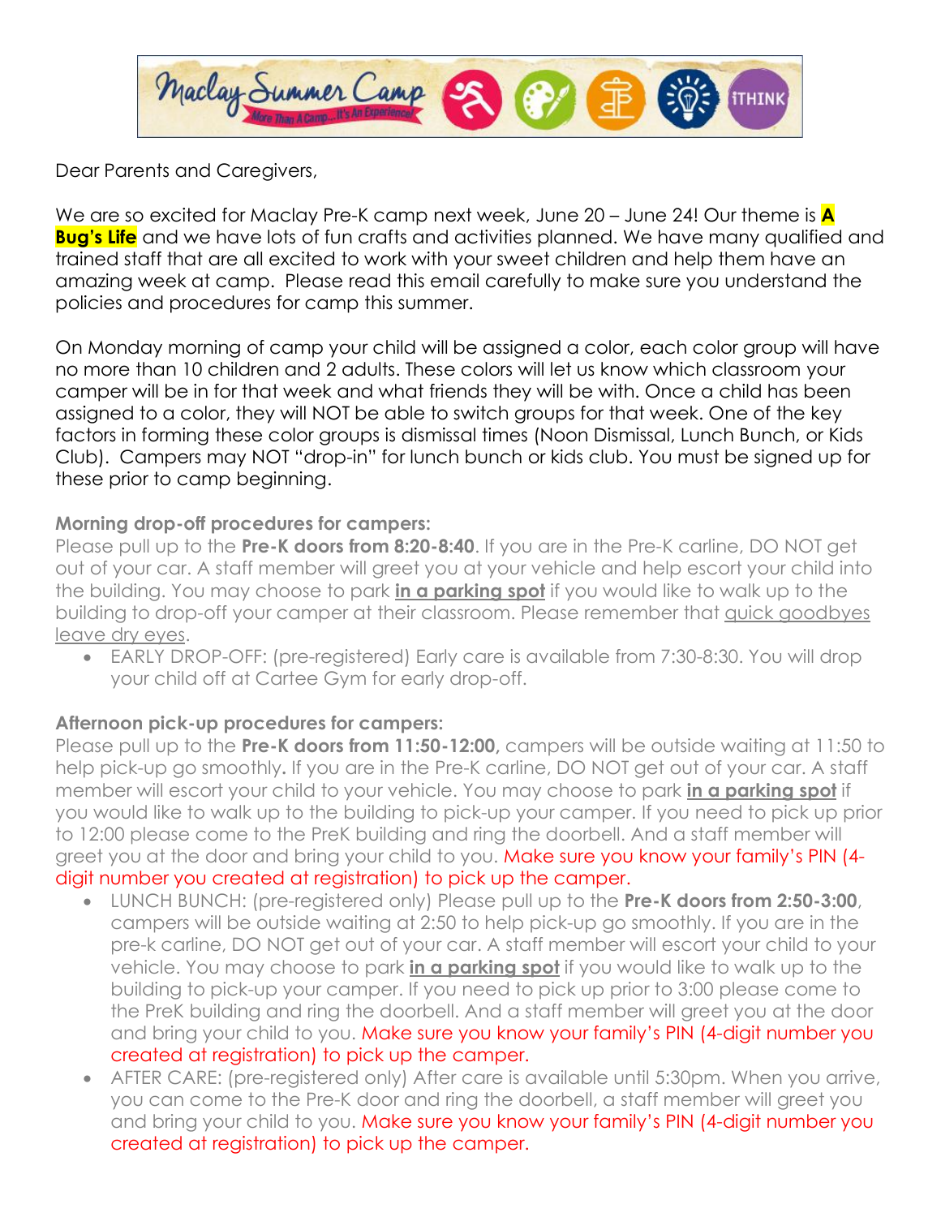Maclay Summer Camp — More Than A Camp...It's An Experience! iTHINK

Dear Parents and Caregivers,

We are so excited for Maclay Pre-K camp next week, June 20 – June 24! Our theme is **A Bug's Life** and we have lots of fun crafts and activities planned. We have many qualified and trained staff that are all excited to work with your sweet children and help them have an amazing week at camp. Please read this email carefully to make sure you understand the policies and procedures for camp this summer.

On Monday morning of camp your child will be assigned a color, each color group will have no more than 10 children and 2 adults. These colors will let us know which classroom your camper will be in for that week and what friends they will be with. Once a child has been assigned to a color, they will NOT be able to switch groups for that week. One of the key factors in forming these color groups is dismissal times (Noon Dismissal, Lunch Bunch, or Kids Club). Campers may NOT "drop-in" for lunch bunch or kids club. You must be signed up for these prior to camp beginning.

**Morning drop-off procedures for campers:**

Please pull up to the **Pre-K doors from 8:20-8:40**. If you are in the Pre-K carline, DO NOT get out of your car. A staff member will greet you at your vehicle and help escort your child into the building. You may choose to park **in a parking spot** if you would like to walk up to the building to drop-off your camper at their classroom. Please remember that quick goodbyes leave dry eyes.

- EARLY DROP-OFF: (pre-registered) Early care is available from 7:30-8:30. You will drop your child off at Cartee Gym for early drop-off.

**Afternoon pick-up procedures for campers:**

Please pull up to the **Pre-K doors from 11:50-12:00,** campers will be outside waiting at 11:50 to help pick-up go smoothly**.** If you are in the Pre-K carline, DO NOT get out of your car. A staff member will escort your child to your vehicle. You may choose to park **in a parking spot** if you would like to walk up to the building to pick-up your camper. If you need to pick up prior to 12:00 please come to the PreK building and ring the doorbell. And a staff member will greet you at the door and bring your child to you. Make sure you know your family's PIN (4-digit number you created at registration) to pick up the camper.

- LUNCH BUNCH: (pre-registered only) Please pull up to the **Pre-K doors from 2:50-3:00**, campers will be outside waiting at 2:50 to help pick-up go smoothly. If you are in the pre-k carline, DO NOT get out of your car. A staff member will escort your child to your vehicle. You may choose to park **in a parking spot** if you would like to walk up to the building to pick-up your camper. If you need to pick up prior to 3:00 please come to the PreK building and ring the doorbell. And a staff member will greet you at the door and bring your child to you. Make sure you know your family's PIN (4-digit number you created at registration) to pick up the camper.
- AFTER CARE: (pre-registered only) After care is available until 5:30pm. When you arrive, you can come to the Pre-K door and ring the doorbell, a staff member will greet you and bring your child to you. Make sure you know your family's PIN (4-digit number you created at registration) to pick up the camper.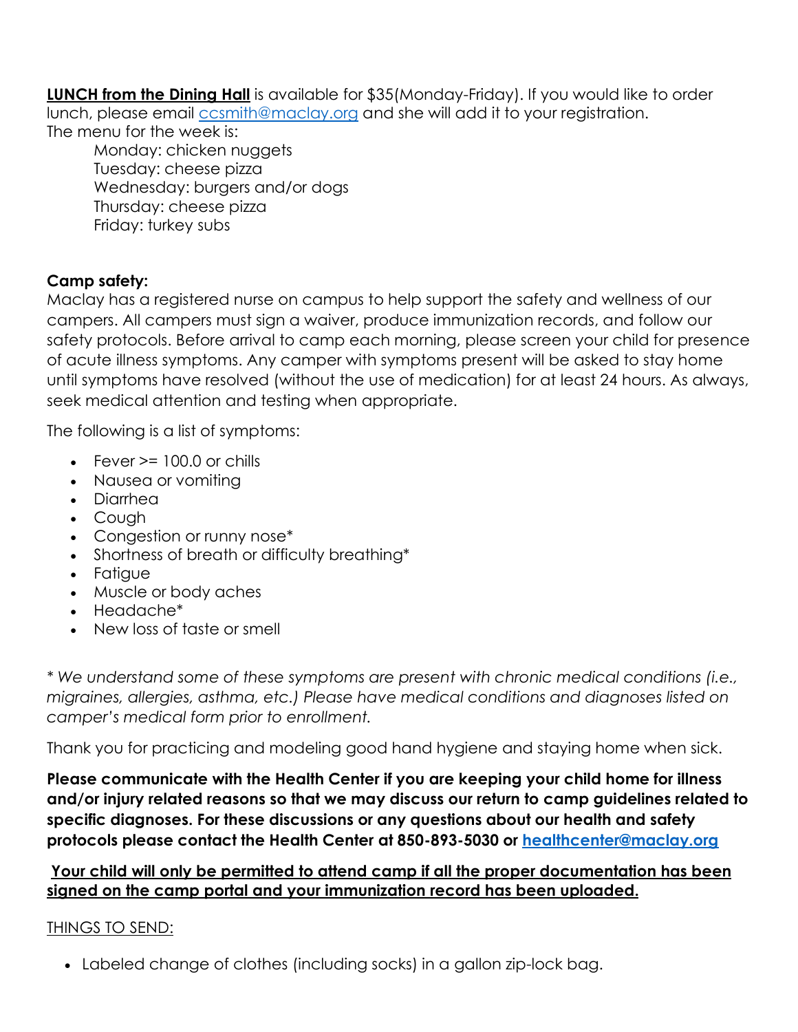**<u>LUNCH from the Dining Hall</u>** is available for $35(Monday-Friday). If you would like to order lunch, please email ccsmith@maclay.org and she will add it to your registration.
The menu for the week is:

Monday: chicken nuggets
Tuesday: cheese pizza
Wednesday: burgers and/or dogs
Thursday: cheese pizza
Friday: turkey subs

**Camp safety:**
Maclay has a registered nurse on campus to help support the safety and wellness of our campers. All campers must sign a waiver, produce immunization records, and follow our safety protocols. Before arrival to camp each morning, please screen your child for presence of acute illness symptoms. Any camper with symptoms present will be asked to stay home until symptoms have resolved (without the use of medication) for at least 24 hours. As always, seek medical attention and testing when appropriate.

The following is a list of symptoms:

- Fever >= 100.0 or chills
- Nausea or vomiting
- Diarrhea
- Cough
- Congestion or runny nose*
- Shortness of breath or difficulty breathing*
- Fatigue
- Muscle or body aches
- Headache*
- New loss of taste or smell

*\* We understand some of these symptoms are present with chronic medical conditions (i.e., migraines, allergies, asthma, etc.) Please have medical conditions and diagnoses listed on camper's medical form prior to enrollment.*

Thank you for practicing and modeling good hand hygiene and staying home when sick.

**Please communicate with the Health Center if you are keeping your child home for illness and/or injury related reasons so that we may discuss our return to camp guidelines related to specific diagnoses. For these discussions or any questions about our health and safety protocols please contact the Health Center at 850-893-5030 or healthcenter@maclay.org**

**<u>Your child will only be permitted to attend camp if all the proper documentation has been signed on the camp portal and your immunization record has been uploaded.</u>**

<u>THINGS TO SEND:</u>

- Labeled change of clothes (including socks) in a gallon zip-lock bag.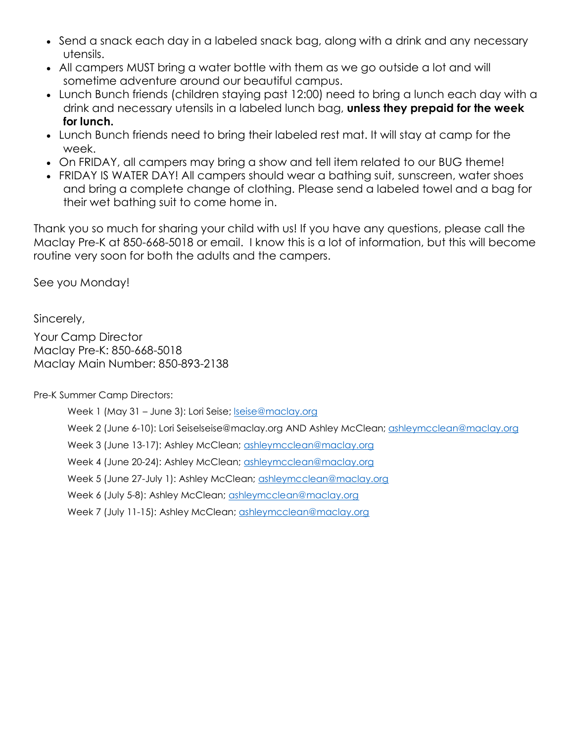- Send a snack each day in a labeled snack bag, along with a drink and any necessary utensils.
- All campers MUST bring a water bottle with them as we go outside a lot and will sometime adventure around our beautiful campus.
- Lunch Bunch friends (children staying past 12:00) need to bring a lunch each day with a drink and necessary utensils in a labeled lunch bag, **unless they prepaid for the week for lunch.**
- Lunch Bunch friends need to bring their labeled rest mat. It will stay at camp for the week.
- On FRIDAY, all campers may bring a show and tell item related to our BUG theme!
- FRIDAY IS WATER DAY! All campers should wear a bathing suit, sunscreen, water shoes and bring a complete change of clothing. Please send a labeled towel and a bag for their wet bathing suit to come home in.

Thank you so much for sharing your child with us! If you have any questions, please call the Maclay Pre-K at 850-668-5018 or email. I know this is a lot of information, but this will become routine very soon for both the adults and the campers.

See you Monday!

Sincerely,

Your Camp Director
Maclay Pre-K: 850-668-5018
Maclay Main Number: 850-893-2138

Pre-K Summer Camp Directors:

Week 1 (May 31 – June 3): Lori Seise; lseise@maclay.org

Week 2 (June 6-10): Lori Seiselseise@maclay.org AND Ashley McClean; ashleymcclean@maclay.org

Week 3 (June 13-17): Ashley McClean; ashleymcclean@maclay.org

Week 4 (June 20-24): Ashley McClean; ashleymcclean@maclay.org

Week 5 (June 27-July 1): Ashley McClean; ashleymcclean@maclay.org

Week 6 (July 5-8): Ashley McClean; ashleymcclean@maclay.org

Week 7 (July 11-15): Ashley McClean; ashleymcclean@maclay.org